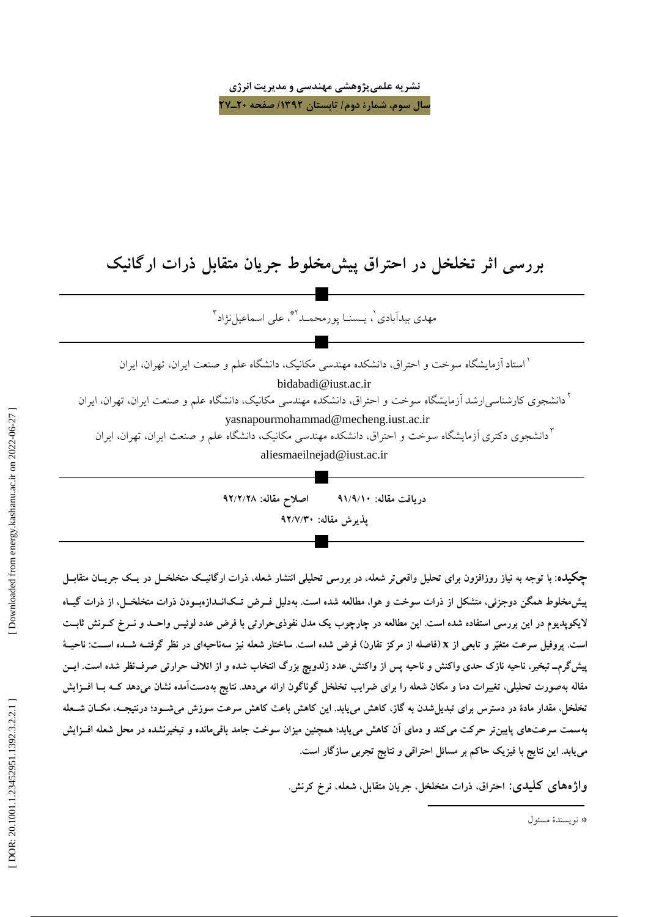# بررسی اثر تخلخل در احتراق پیش‌مخلوط جریان متقابل ذرات ارگانیک

مهدی بیدآبادی[1]، یسنـا پورمحمـد[2]*، علی اسماعیل‌نژاد[3]

[1] استاد آزمایشگاه سوخت و احتراق، دانشکده مهندسی مکانیک، دانشگاه علم و صنعت ایران، تهران، ایران
bidabadi@iust.ac.ir

[2] دانشجوی کارشناسی‌ارشد آزمایشگاه سوخت و احتراق، دانشکده مهندسی مکانیک، دانشگاه علم و صنعت ایران، تهران، ایران
yasnapourmohammad@mecheng.iust.ac.ir

[3] دانشجوی دکتری آزمایشگاه سوخت و احتراق، دانشکده مهندسی مکانیک، دانشگاه علم و صنعت ایران، تهران، ایران
aliesmaeilnejad@iust.ac.ir

**دریافت مقاله: ۹۱/۹/۱۰ اصلاح مقاله: ۹۲/۲/۲۸**

**پذیرش مقاله: ۹۲/۷/۳۰**

**چکیده: با توجه به نیاز روزافزون برای تحلیل واقعی‌تر شعله، در بررسی تحلیلی انتشار شعله، ذرات ارگانیک متخلخل در یک جریان متقابل پیش‌مخلوط همگن دوجزئی، متشکل از ذرات سوخت و هوا، مطالعه شده است. به‌دلیل فرض تک‌اندازه‌بودن ذرات متخلخل، از ذرات گیاه لایکوپدیوم در این بررسی استفاده شده است. این مطالعه در چارچوب یک مدل نفوذی‌حرارتی با فرض عدد لوئیس واحد و نرخ کرنش ثابت است. پروفیل سرعت متغیّر و تابعی از x (فاصله از مرکز تقارن) فرض شده است. ساختار شعله نیز سه‌ناحیه‌ای در نظر گرفته شده است: ناحیهٔ پیش‌گرم‌ـ تبخیر، ناحیه نازک حدی واکنش و ناحیه پس از واکنش. عدد زلدویچ بزرگ انتخاب شده و از اتلاف حرارتی صرف‌نظر شده است. این مقاله به‌صورت تحلیلی، تغییرات دما و مکان شعله را برای ضرایب تخلخل گوناگون ارائه می‌دهد. نتایج به‌دست‌آمده نشان می‌دهد که با افزایش تخلخل، مقدار مادهٔ در دسترس برای تبدیل‌شدن به گاز، کاهش می‌یابد. این کاهش باعث کاهش سرعت سوزش می‌شود؛ درنتیجه، مکان شعله به‌سمت سرعت‌های پایین‌تر حرکت می‌کند و دمای آن کاهش می‌یابد؛ همچنین میزان سوخت جامد باقی‌مانده و تبخیرنشده در محل شعله افزایش می‌یابد. این نتایج با فیزیک حاکم بر مسائل احتراقی و نتایج تجربی سازگار است.**

**واژه‌های کلیدی: احتراق، ذرات متخلخل، جریان متقابل، شعله، نرخ کرنش.**

* نویسندهٔ مسئول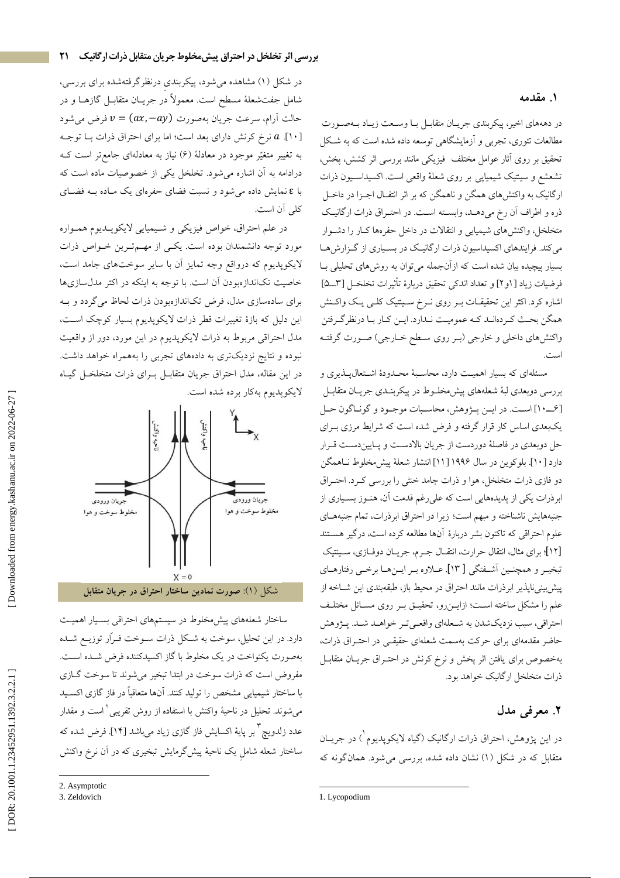## ۱. مقدمه

در دهه‌های اخیر، پیکربندی جریان متقابل با وسعت زیاد به‌صورت مطالعات تئوری، تجربی و آزمایشگاهی توسعه داده شده است که به شکل تحقیق بر روی آثار عوامل مختلف فیزیکی مانند بررسی اثر کشش، پخش، تشعشع و سینتیک شیمیایی بر روی شعلهٔ واقعی است. اکسیداسیون ذرات ارگانیک به واکنش‌های همگن و ناهمگن که بر اثر انتقال اجزا در داخل ذره و اطراف آن رخ می‌دهد، وابسته است. در احتراق ذرات ارگانیک متخلخل، واکنش‌های شیمیایی و انتقالات در داخل حفره‌ها کار را دشوار می‌کند. فرایندهای اکسیداسیون ذرات ارگانیک در بسیاری از گزارش‌ها بسیار پیچیده بیان شده است که ازآن‌جمله می‌توان به روش‌های تحلیلی با فرضیات زیاد [۱و۲] و تعداد اندکی تحقیق دربارهٔ تأثیرات تخلخل [۳ـ۵] اشاره کرد. اکثر این تحقیقات بر روی نرخ سینتیک کلی یک واکنش همگن بحث کرده‌اند که عمومیت ندارد. این کار با درنظرگرفتن واکنش‌های داخلی و خارجی (بر روی سطح خارجی) صورت گرفته است.

مسئله‌ای که بسیار اهمیت دارد، محاسبهٔ محدودهٔ اشتعال‌پذیری و بررسی دوبعدی لبهٔ شعله‌های پیش‌مخلوط در پیکربندی جریان متقابل [۶ـ۱۰] است. در این پژوهش، محاسبات موجود و گوناگون حل یک‌بعدی اساس کار قرار گرفته و فرض شده است که شرایط مرزی برای حل دوبعدی در فاصلهٔ دوردست از جریان بالادست و پایین‌دست قرار دارد [۱۰]. بلوکوین در سال ۱۹۹۶ [۱۱] انتشار شعلهٔ پیش‌مخلوط ناهمگن دو فازی ذرات متخلخل، هوا و ذرات جامد خنثی را بررسی کرد. احتراق ابرذرات یکی از پدیده‌هایی است که علی‌رغم قدمت آن، هنوز بسیاری از جنبه‌هایش ناشناخته و مبهم است؛ زیرا در احتراق ابرذرات، تمام جنبه‌های علوم احتراقی که تاکنون بشر دربارهٔ آن‌ها مطالعه کرده است، درگیر هستند [۱۲]؛ برای مثال، انتقال حرارت، انتقال جرم، جریان دوفازی، سینتیک تبخیر و همچنین آشفتگی [۱۳]. علاوه بر این‌ها برخی رفتارهای پیش‌بینی‌ناپذیر ابرذرات مانند احتراق در محیط باز، طبقه‌بندی این شاخه از علم را مشکل ساخته است؛ ازاین‌رو، تحقیق بر روی مسائل مختلف احتراقی، سبب نزدیک‌شدن به شعله‌ای واقعی‌تر خواهد شد. پژوهش حاضر مقدمه‌ای برای حرکت به‌سمت شعله‌ای حقیقی در احتراق ذرات، به‌خصوص برای یافتن اثر پخش و نرخ کرنش در احتراق جریان متقابل ذرات متخلخل ارگانیک خواهد بود.

## ۲. معرفی مدل

در این پژوهش، احتراق ذرات ارگانیک (گیاه لایکوپدیوم[1]) در جریان متقابل که در شکل (۱) نشان داده شده، بررسی می‌شود. همان‌گونه که در شکل (۱) مشاهده می‌شود، پیکربندی درنظرگرفته‌شده برای بررسی، شامل جفت‌شعلهٔ مسطح است. معمولاً در جریان متقابل گازها و در حالت آرام، سرعت جریان به‌صورت $v=(ax,-ay)$ فرض می‌شود [۱۰]. $a$ نرخ کرنش دارای بعد است؛ اما برای احتراق ذرات با توجه به تغییر متغیّر موجود در معادلهٔ (۶) نیاز به معادله‌ای جامع‌تر است که درادامه به آن اشاره می‌شود. تخلخل یکی از خصوصیات ماده است که با $\varepsilon$ نمایش داده می‌شود و نسبت فضای حفره‌ای یک ماده به فضای کلی آن است.

در علم احتراق، خواص فیزیکی و شیمیایی لایکوپدیوم همواره مورد توجه دانشمندان بوده است. یکی از مهم‌ترین خواص ذرات لایکوپدیوم که درواقع وجه تمایز آن با سایر سوخت‌های جامد است، خاصیت تک‌اندازه‌بودن آن است. با توجه به اینکه در اکثر مدل‌سازی‌ها برای ساده‌سازی مدل، فرض تک‌اندازه‌بودن ذرات لحاظ می‌گردد و به این دلیل که بازهٔ تغییرات قطر ذرات لایکوپدیوم بسیار کوچک است، مدل احتراقی مربوط به ذرات لایکوپدیوم در این مورد، دور از واقعیت نبوده و نتایج نزدیک‌تری به داده‌های تجربی را به‌همراه خواهد داشت. در این مقاله، مدل احتراق جریان متقابل برای ذرات متخلخل گیاه لایکوپدیوم به‌کار برده شده است.

جریان ورودی مخلوط سوخت و هوا | جریان ورودی مخلوط سوخت و هوا | $X=0$

شکل (۱): صورت نمادین ساختار احتراق در جریان متقابل

ساختار شعله‌های پیش‌مخلوط در سیستم‌های احتراقی بسیار اهمیت دارد. در این تحلیل، سوخت به شکل ذرات سوخت فرّار توزیع شده به‌صورت یکنواخت در یک مخلوط با گاز اکسیدکننده فرض شده است. مفروض است که ذرات سوخت در ابتدا تبخیر می‌شوند تا سوخت گازی با ساختار شیمیایی مشخص را تولید کنند. آن‌ها متعاقباً در فاز گازی اکسید می‌شوند. تحلیل در ناحیهٔ واکنش با استفاده از روش تقریبی[2] است و مقدار عدد زلدویچ[3] بر پایهٔ اکسایش فاز گازی زیاد می‌باشد [۱۴]. فرض شده که ساختار شعله شاملِ یک ناحیهٔ پیش‌گرمایش تبخیری که در آن نرخ واکنش

1. Lycopodium

2. Asymptotic

3. Zeldovich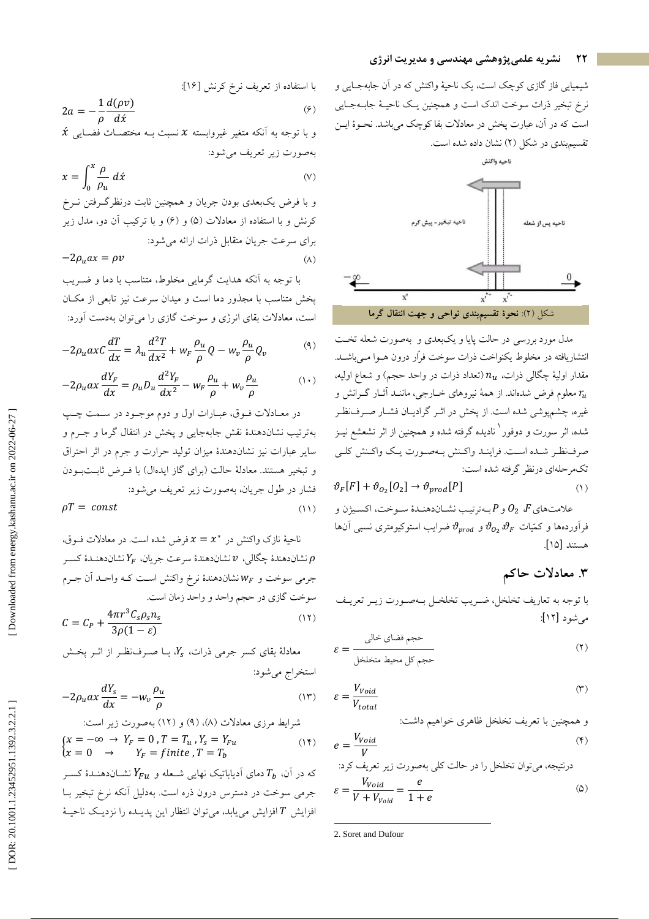شیمیایی فاز گازی کوچک است، یک ناحیهٔ واکنش که در آن جابه‌جایی و نرخ تبخیر ذرات سوخت اندک است و همچنین یک ناحیهٔ جابه‌جایی است که در آن، عبارت پخش در معادلات بقا کوچک می‌باشد. نحوهٔ این تقسیم‌بندی در شکل (۲) نشان داده شده است.

شکل (۲): نحوهٔ تقسیم‌بندی نواحی و جهت انتقال گرما

مدل مورد بررسی در حالت پایا و یک‌بعدی و بصورت شعله تخت انتشاریافته در مخلوط یکنواخت ذرات سوخت فرّار درون هوا می‌باشد. مقدار اولیهٔ چگالی ذرات، $n_u$ (تعداد ذرات در واحد حجم) و شعاع اولیه، $r_u$ معلوم فرض شده‌اند. از همهٔ نیروهای خارجی، مانند آثار گرانش و غیره، چشم‌پوشی شده است. از پخش در اثر گرادیان فشار صرف‌نظر شده، اثر سورت و دوفور[2] نادیده گرفته شده و همچنین از اثر تشعشع نیز صرف‌نظر شده است. فرایند واکنش به‌صورت یک واکنش کلی تک‌مرحله‌ای درنظر گرفته شده است:

$$\vartheta_F[F] + \vartheta_{O_2}[O_2] \rightarrow \vartheta_{prod}[P] \qquad (1)$$

علامت‌های $F$، $O_2$ و $P$ به‌ترتیب نشان‌دهندهٔ سوخت، اکسیژن و فرآورده‌ها و کمّیّات $\vartheta_F$، $\vartheta_{O_2}$ و $\vartheta_{prod}$ ضرایب استوکیومتری نسبی آن‌ها هستند [۱۵].

## ۳. معادلات حاکم

با توجه به تعاریف تخلخل، ضریب تخلخل به‌صورت زیر تعریف می‌شود [۱۲]:

$$\varepsilon = \frac{\text{حجم فضای خالی}}{\text{حجم کل محیط متخلخل}} \qquad (2)$$

$$\varepsilon = \frac{V_{Void}}{V_{total}} \qquad (3)$$

و همچنین با تعریف تخلخل ظاهری خواهیم داشت:

$$e = \frac{V_{Void}}{V} \qquad (4)$$

درنتیجه، می‌توان تخلخل را در حالت کلی به‌صورت زیر تعریف کرد:

$$\varepsilon = \frac{V_{Void}}{V + V_{Void}} = \frac{e}{1+e} \qquad (5)$$

با استفاده از تعریف نرخ کرنش [۱۶]:

$$2a = -\frac{1}{\rho}\frac{d(\rho v)}{d\acute{x}} \qquad (6)$$

و با توجه به آنکه متغیر غیروابسته $x$ نسبت به مختصات فضایی $\acute{x}$ به‌صورت زیر تعریف می‌شود:

$$x = \int_0^x \frac{\rho}{\rho_u}\, d\acute{x} \qquad (7)$$

و با فرض یک‌بعدی بودن جریان و همچنین ثابت درنظرگرفتن نرخ کرنش و با استفاده از معادلات (۵) و (۶) و با ترکیب آن دو، مدل زیر برای سرعت جریان متقابل ذرات ارائه می‌شود:

$$-2\rho_u a x = \rho v \qquad (8)$$

با توجه به آنکه هدایت گرمایی مخلوط، متناسب با دما و ضریب پخش متناسب با مجذور دما است و میدان سرعت گازی نیز تابعی از مکان است، معادلات بقای انرژی و سوخت گازی را می‌توان به‌دست آورد:

$$-2\rho_u a x C\frac{dT}{dx} = \lambda_u\frac{d^2T}{dx^2} + w_F\frac{\rho_u}{\rho}Q - w_v\frac{\rho_u}{\rho}Q_v \qquad (9)$$

$$-2\rho_u a x\frac{dY_F}{dx} = \rho_u D_u\frac{d^2Y_F}{dx^2} - w_F\frac{\rho_u}{\rho} + w_v\frac{\rho_u}{\rho} \qquad (10)$$

در معادلات فوق، عبارات اول و دوم موجود در سمت چپ به‌ترتیب نشان‌دهندهٔ نقش جابه‌جایی و پخش در انتقال گرما و جرم و سایر عبارات نیز نشان‌دهندهٔ میزان تولید حرارت و جرم در اثر احتراق و تبخیر هستند. معادلهٔ حالت (برای گاز ایده‌ال) با فرض ثابت‌بودن فشار در طول جریان، به‌صورت زیر تعریف می‌شود:

$$\rho T = const \qquad (11)$$

ناحیهٔ نازک واکنش در $x = x^*$ فرض شده است. در معادلات فوق، $\rho$ نشان‌دهندهٔ چگالی، $v$ نشان‌دهندهٔ سرعت جریان، $Y_F$ نشان‌دهندهٔ کسر جرمی سوخت و $w_F$ نشان‌دهندهٔ نرخ واکنش است که واحد آن جرم سوخت گازی در حجم واحد و واحد زمان است.

$$C = C_P + \frac{4\pi r^3 C_s \rho_s n_s}{3\rho(1-\varepsilon)} \qquad (12)$$

معادلهٔ بقای کسر جرمی ذرات، $Y_s$، با صرف‌نظر از اثر پخش استخراج می‌شود:

$$-2\rho_u a x\frac{dY_s}{dx} = -w_v\frac{\rho_u}{\rho} \qquad (13)$$

شرایط مرزی معادلات (۸)، (۹) و (۱۲) به‌صورت زیر است:

$$\begin{cases} x = -\infty \;\rightarrow\; Y_F = 0\,, T = T_u\,, Y_s = Y_{Fu} \\ x = 0 \;\;\;\rightarrow\;\; Y_F = finite\,, T = T_b \end{cases} \qquad (14)$$

که در آن، $T_b$ دمای آدیاباتیک نهایی شعله و $Y_{Fu}$ نشان‌دهندهٔ کسر جرمی سوخت در دسترس درون ذره است. به‌دلیل آنکه نرخ تبخیر با افزایش $T$ افزایش می‌یابد، می‌توان انتظار این پدیده را نزدیک ناحیهٔ

---

2. Soret and Dufour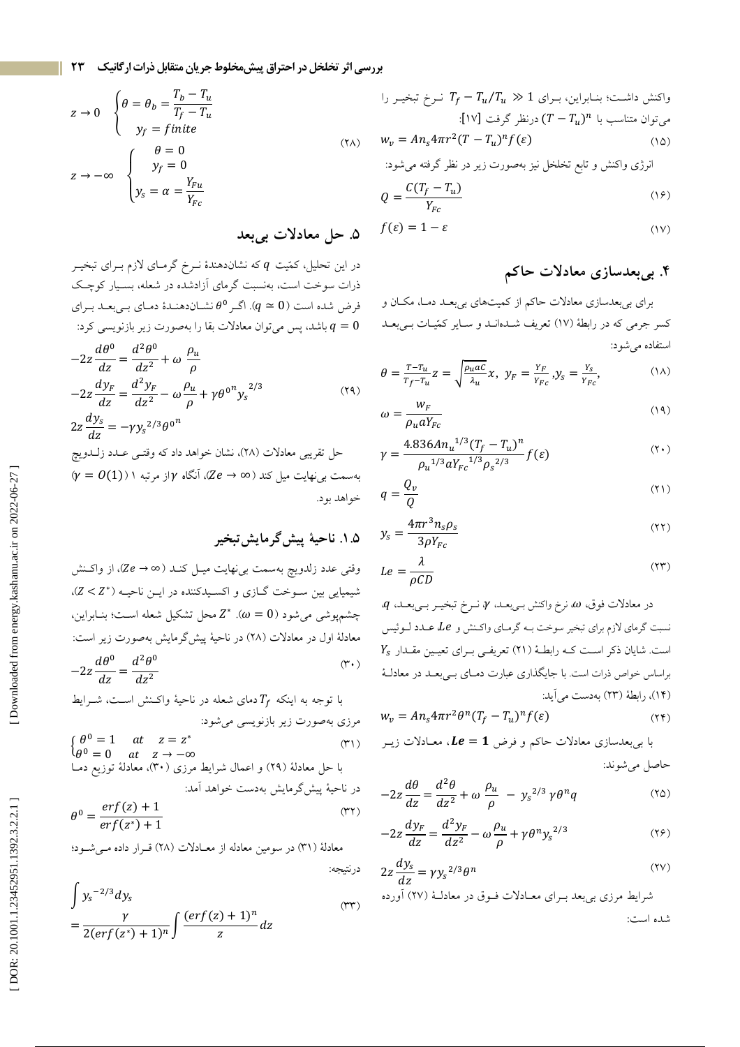واکنش داشت؛ بنابراین، برای $T_f - T_u/T_u \gg 1$ نرخ تبخیر را می‌توان متناسب با $(T-T_u)^n$ درنظر گرفت [۱۷]:

$$w_v = A n_s 4\pi r^2 (T - T_u)^n f(\varepsilon) \tag{۱۵}$$

انرژی واکنش و تابع تخلخل نیز به‌صورت زیر در نظر گرفته می‌شود:

$$Q = \frac{C(T_f - T_u)}{Y_{Fc}} \tag{۱۶}$$

$$f(\varepsilon) = 1 - \varepsilon \tag{۱۷}$$

## ۴. بی‌بعدسازی معادلات حاکم

برای بی‌بعدسازی معادلات حاکم از کمیت‌های بی‌بعد دما، مکان و کسر جرمی که در رابطهٔ (۱۷) تعریف شده‌اند و سایر کمیّات بی‌بعد استفاده می‌شود:

$$\theta = \frac{T-T_u}{T_f-T_u} z = \sqrt{\frac{\rho_u a C}{\lambda_u}} x,\ y_F = \frac{Y_F}{Y_{Fc}}, y_s = \frac{Y_s}{Y_{Fc}}, \tag{۱۸}$$

$$\omega = \frac{w_F}{\rho_u a Y_{Fc}} \tag{۱۹}$$

$$\gamma = \frac{4.836 A n_u^{1/3} (T_f - T_u)^n}{\rho_u^{1/3} a Y_{Fc}^{1/3} \rho_s^{2/3}} f(\varepsilon) \tag{۲۰}$$

$$q = \frac{Q_v}{Q} \tag{۲۱}$$

$$y_s = \frac{4\pi r^3 n_s \rho_s}{3\rho Y_{Fc}} \tag{۲۲}$$

$$Le = \frac{\lambda}{\rho C D} \tag{۲۳}$$

در معادلات فوق، $\omega$ نرخ واکنش بی‌بعد، $\gamma$ نرخ تبخیر بی‌بعد، $q$ نسبت گرمای لازم برای تبخیر سوخت به گرمای واکنش و $Le$ عدد لوئیس است. شایان ذکر است که رابطهٔ (۲۱) تعریفی برای تعیین مقدار $Y_s$ براساس خواص ذرات است. با جایگذاری عبارت دمای بی‌بعد در معادلهٔ (۱۴)، رابطهٔ (۲۳) به‌دست می‌آید:

$$w_v = A n_s 4\pi r^2 \theta^n (T_f - T_u)^n f(\varepsilon) \tag{۲۴}$$

با بی‌بعدسازی معادلات حاکم و فرض $Le = 1$، معادلات زیر حاصل می‌شوند:

$$-2z\frac{d\theta}{dz} = \frac{d^2\theta}{dz^2} + \omega\ \frac{\rho_u}{\rho}\ -\ y_s^{2/3}\gamma\theta^n q \tag{۲۵}$$

$$-2z\frac{dy_F}{dz} = \frac{d^2 y_F}{dz^2} - \omega\frac{\rho_u}{\rho} + \gamma\theta^n {y_s}^{2/3} \tag{۲۶}$$

$$2z\frac{dy_s}{dz} = \gamma {y_s}^{2/3}\theta^n \tag{۲۷}$$

شرایط مرزی بی‌بعد برای معادلات فوق در معادلهٔ (۲۷) آورده شده است:

$$z \to 0 \quad \begin{cases} \theta = \theta_b = \dfrac{T_b - T_u}{T_f - T_u} \\ y_f = finite \end{cases}$$
$$z \to -\infty \quad \begin{cases} \theta = 0 \\ y_f = 0 \\ y_s = \alpha = \dfrac{Y_{Fu}}{Y_{Fc}} \end{cases} \tag{۲۸}$$

## ۵. حل معادلات بی‌بعد

در این تحلیل، کمیّت $q$ که نشان‌دهندهٔ نرخ گرمای لازم برای تبخیر ذرات سوخت است، به‌نسبت گرمای آزادشده در شعله، بسیار کوچک فرض شده است ($q \simeq 0$). اگر $\theta^0$ نشان‌دهندهٔ دمای بی‌بعد برای $q = 0$ باشد، پس می‌توان معادلات بقا را به‌صورت زیر بازنویسی کرد:

$$-2z\frac{d\theta^0}{dz} = \frac{d^2\theta^0}{dz^2} + \omega\ \frac{\rho_u}{\rho}$$
$$-2z\frac{dy_F}{dz} = \frac{d^2 y_F}{dz^2} - \omega\frac{\rho_u}{\rho} + \gamma{\theta^0}^n {y_s}^{2/3} \tag{۲۹}$$
$$2z\frac{dy_s}{dz} = -\gamma {y_s}^{2/3}{\theta^0}^n$$

حل تقریبی معادلات (۲۸)، نشان خواهد داد که وقتی عدد زلدویچ به‌سمت بی‌نهایت میل کند ($Ze \to \infty$)، آنگاه $\gamma$ از مرتبه ۱ ($\gamma = O(1)$) خواهد بود.

### ۱.۵. ناحیهٔ پیش‌گرمایش تبخیر

وقتی عدد زلدویچ به‌سمت بی‌نهایت میل کند ($Ze \to \infty$)، از واکنش شیمیایی بین سوخت گازی و اکسیدکننده در این ناحیه ($Z < Z^*$)، چشم‌پوشی می‌شود ($\omega = 0$). $Z^*$ محل تشکیل شعله است؛ بنابراین، معادلهٔ اول در معادلات (۲۸) در ناحیهٔ پیش‌گرمایش به‌صورت زیر است:

$$-2z\frac{d\theta^0}{dz} = \frac{d^2\theta^0}{dz^2} \tag{۳۰}$$

با توجه به اینکه $T_f$ دمای شعله در ناحیهٔ واکنش است، شرایط مرزی به‌صورت زیر بازنویسی می‌شود:

$$\begin{cases} \theta^0 = 1 & at \quad z = z^* \\ \theta^0 = 0 & at \quad z \to -\infty \end{cases} \tag{۳۱}$$

با حل معادلهٔ (۲۹) و اعمال شرایط مرزی (۳۰)، معادلهٔ توزیع دما در ناحیهٔ پیش‌گرمایش به‌دست خواهد آمد:

$$\theta^0 = \frac{erf(z) + 1}{erf(z^*) + 1} \tag{۳۲}$$

معادلهٔ (۳۱) در سومین معادله از معادلات (۲۸) قرار داده می‌شود؛ درنتیجه:

$$\int {y_s}^{-2/3} dy_s = \frac{\gamma}{2(erf(z^*) + 1)^n}\int \frac{(erf(z) + 1)^n}{z} dz \tag{۳۳}$$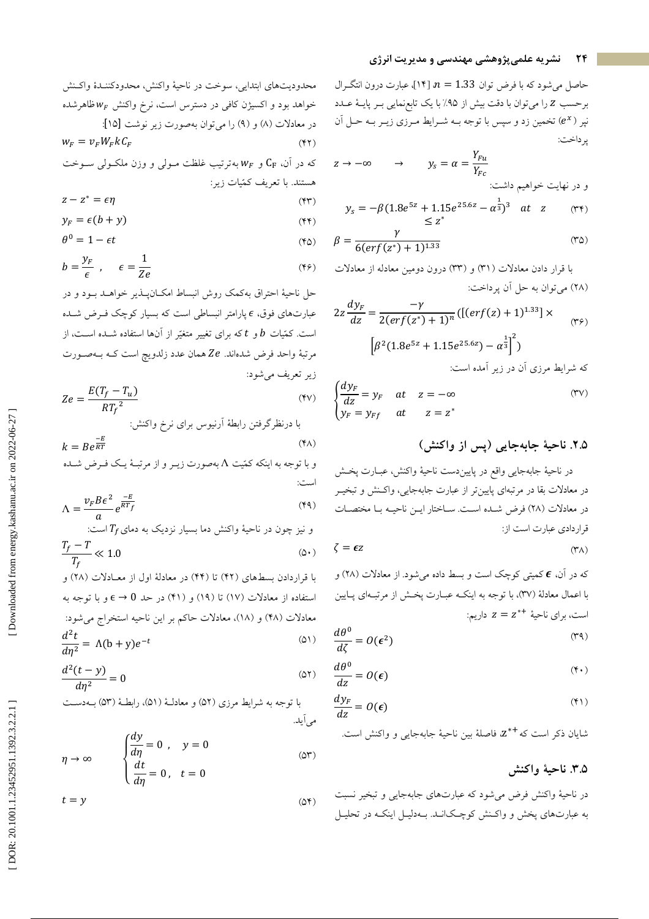حاصل می‌شود که با فرض توان $n = 1.33$ [۱۴]، عبارت درون انتگـرال برحسب $z$ را می‌توان با دقت بیش از ۹۵٪ با یک تابع‌نمایی بـر پایـۀ عـدد نپر ($e^x$) تخمین زد و سپس با توجه بـه شـرایط مـرزی زیـر بـه حـل آن پرداخت:

$$z \to -\infty \qquad \to \qquad y_s = \alpha = \frac{Y_{Fu}}{Y_{Fc}}$$

و در نهایت خواهیم داشت:

$$y_s = -\beta(1.8e^{5z} + 1.15e^{25.6z} - \alpha^{\frac{1}{3}})^3 \quad at \quad z \leq z^* \tag{۳۴}$$

$$\beta = \frac{\gamma}{6(erf(z^*) + 1)^{1.33}} \tag{۳۵}$$

با قرار دادن معادلات (۳۱) و (۳۳) درون دومین معادله از معادلات (۲۸) می‌توان به حل آن پرداخت:

$$2z\frac{dy_F}{dz} = \frac{-\gamma}{2(erf(z^*) + 1)^n}([(erf(z) + 1)^{1.33}] \times \left[\beta^2(1.8e^{5z} + 1.15e^{25.6z}) - \alpha^{\frac{1}{3}}\right]^2) \tag{۳۶}$$

که شرایط مرزی آن در زیر آمده است:

$$\begin{cases} \dfrac{dy_F}{dz} = y_F & at \quad z = -\infty \\ y_F = y_{Ff} & at \quad z = z^* \end{cases} \tag{۳۷}$$

## ۲.۵. ناحیۀ جابه‌جایی (پس از واکنش)

در ناحیۀ جابه‌جایی واقع در پایین‌دست ناحیۀ واکنش، عبـارت پخـش در معادلات بقا در مرتبه‌ای پایین‌تر از عبارت جابه‌جایی، واکـنش و تبخیـر در معادلات (۲۸) فرض شـده اسـت. سـاختار ایـن ناحیـه بـا مختصـات قراردادی عبارت است از:

$$\zeta = \epsilon z \tag{۳۸}$$

که در آن، $\epsilon$ کمیتی کوچک است و بسط داده می‌شود. از معادلات (۲۸) و با اعمال معادلۀ (۳۷)، با توجه به اینکـه عبـارت پخـش از مرتبـه‌ای پـایین است، برای ناحیۀ $z = z^{*+}$ داریم:

$$\frac{d\theta^0}{d\zeta} = O(\epsilon^2) \tag{۳۹}$$

$$\frac{d\theta^0}{dz} = O(\epsilon) \tag{۴۰}$$

$$\frac{dy_F}{dz} = O(\epsilon) \tag{۴۱}$$

شایان ذکر است که $z^{*+}$، فاصلۀ بین ناحیۀ جابه‌جایی و واکنش است.

## ۳.۵. ناحیۀ واکنش

در ناحیۀ واکنش فرض می‌شود که عبارت‌های جابه‌جایی و تبخیر نسبت به عبارت‌های پخش و واکـنش کوچـک‌انـد. بـه‌دلیـل اینکـه در تحلیـل محدودیت‌های ابتدایی، سوخت در ناحیۀ واکنش، محدودکننـدۀ واکـنش خواهد بود و اکسیژن کافی در دسترس است، نرخ واکنش $w_F$ ظاهرشده در معادلات (۸) و (۹) را می‌توان به‌صورت زیر نوشت [۱۵]:

$$w_F = \nu_F W_F k C_F \tag{۴۲}$$

که در آن، $C_F$ و $W_F$ به‌ترتیب غلظت مـولی و وزن ملکـولی سـوخت هستند. با تعریف کمّیات زیر:

$$z - z^* = \epsilon\eta \tag{۴۳}$$

$$y_F = \epsilon(b + y) \tag{۴۴}$$

$$\theta^0 = 1 - \epsilon t \tag{۴۵}$$

$$b = \frac{y_F}{\epsilon} \quad , \quad \epsilon = \frac{1}{Ze} \tag{۴۶}$$

حل ناحیۀ احتراق به‌کمک روش انبساط امکـان‌پـذیر خواهـد بـود و در عبارت‌های فوق، $\epsilon$ پارامتر انبساطی است که بسیار کوچک فـرض شـده است. کمّیات $b$ و $t$ که برای تغییر متغیّر از آن‌ها استفاده شـده اسـت، از مرتبۀ واحد فرض شده‌اند. $Ze$ همان عدد زلدویچ است کـه بـه‌صـورت زیر تعریف می‌شود:

$$Ze = \frac{E(T_f - T_u)}{R{T_f}^2} \tag{۴۷}$$

با درنظرگرفتن رابطۀ آرنیوس برای نرخ واکنش:

$$k = Be^{\frac{-E}{RT}} \tag{۴۸}$$

و با توجه به اینکه کمّیت $\Lambda$ به‌صورت زیـر و از مرتبـۀ یـک فـرض شـده است:

$$\Lambda = \frac{\nu_F B\epsilon^2}{a}e^{\frac{-E}{RT_f}} \tag{۴۹}$$

و نیز چون در ناحیۀ واکنش دما بسیار نزدیک به دمای $T_f$ است:

$$\frac{T_f - T}{T_f} \ll 1.0 \tag{۵۰}$$

با قراردادن بسط‌های (۴۲) تا (۴۴) در معادلۀ اول از معـادلات (۲۸) و استفاده از معادلات (۱۷) تا (۱۹) و (۴۱) در حد $\epsilon \to 0$ و با توجه به معادلات (۴۸) و (۱۸)، معادلات حاکم بر این ناحیه استخراج می‌شود:

$$\frac{d^2t}{d\eta^2} = \Lambda(b + y)e^{-t} \tag{۵۱}$$

$$\frac{d^2(t - y)}{d\eta^2} = 0 \tag{۵۲}$$

با توجه به شرایط مرزی (۵۲) و معادلـۀ (۵۱)، رابطـۀ (۵۳) بـه‌دسـت می‌آید.

$$\eta \to \infty \qquad \begin{cases} \dfrac{dy}{d\eta} = 0 \ , \quad y = 0 \\ \dfrac{dt}{d\eta} = 0 , \quad t = 0 \end{cases} \tag{۵۳}$$

$$t = y \tag{۵۴}$$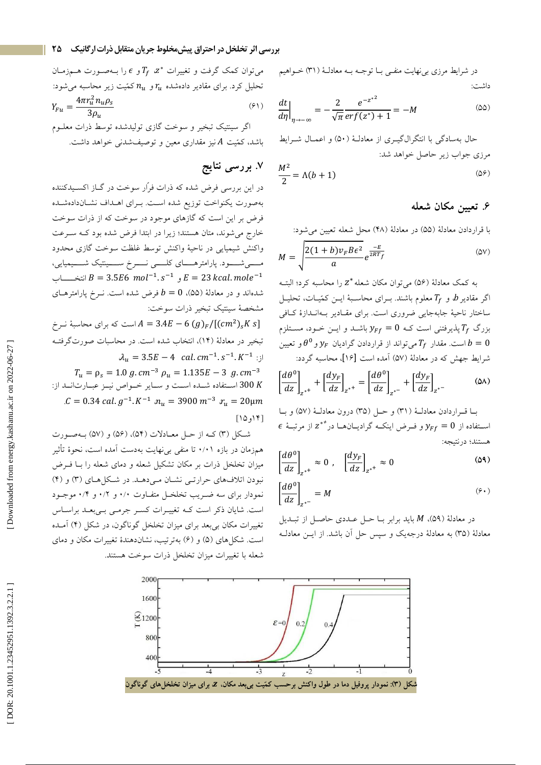در شرایط مرزی بی‌نهایت منفی با توجه به معادلهٔ (۳۱) خواهیم داشت:

$$\left.\frac{dt}{d\eta}\right|_{\eta\to-\infty} = -\frac{2}{\sqrt{\pi}}\frac{e^{-z^{*2}}}{erf(z^*)+1} = -M \qquad (۵۵)$$

حال به‌سادگی با انتگرال‌گیری از معادلهٔ (۵۰) و اعمال شرایط مرزی جواب زیر حاصل خواهد شد:

$$\frac{M^2}{2} = \Lambda(b+1) \qquad (۵۶)$$

## ۶. تعیین مکان شعله

با قراردادن معادلهٔ (۵۵) در معادلهٔ (۴۸) محل شعله تعیین می‌شود:

$$M = \sqrt{\frac{2(1+b)\nu_F B\epsilon^2}{a}}e^{\frac{-E}{2RT_f}} \qquad (۵۷)$$

به کمک معادلهٔ (۵۶) می‌توان مکان شعله $z^*$ را محاسبه کرد؛ البته اگر مقادیر $b$ و $T_f$ معلوم باشند. برای محاسبهٔ این کمّیات، تحلیل ساختار ناحیهٔ جابه‌جایی ضروری است. برای مقادیر به‌اندازهٔ کافی بزرگ $T_f$ پذیرفتنی است که $y_{Ff}=0$ باشد و این خود، مستلزم $b=0$ است. مقدار $T_f$ می‌تواند از قراردادن گرادیان $y_F$ و $\theta^0$ و تعیین شرایط جهش که در معادلهٔ (۵۷) آمده است [۱۶]، محاسبه گردد:

$$\left[\frac{d\theta^0}{dz}\right]_{z^{*+}} + \left[\frac{dy_F}{dz}\right]_{z^{*+}} = \left[\frac{d\theta^0}{dz}\right]_{z^{*-}} + \left[\frac{dy_F}{dz}\right]_{z^{*-}} \qquad (۵۸)$$

با قراردادن معادلهٔ (۳۱) و حل (۳۵) درون معادلهٔ (۵۷) و با استفاده از $y_{Ff}=0$ و فرض اینکه گرادیان‌ها در $z^{*+}$ از مرتبهٔ $\epsilon$ هستند؛ درنتیجه:

$$\left[\frac{d\theta^0}{dz}\right]_{z^{*+}} \approx 0\ ,\quad \left[\frac{dy_F}{dz}\right]_{z^{*+}} \approx 0 \qquad (۵۹)$$

$$\left[\frac{d\theta^0}{dz}\right]_{z^{*-}} = M \qquad (۶۰)$$

در معادلهٔ (۵۹)، $M$ باید برابر با حل عددی حاصل از تبدیل معادلهٔ (۳۵) به معادلهٔ درجه‌یک و سپس حل آن باشد. از این معادله می‌توان کمک گرفت و تغییرات $z^*$، $T_f$ و $\epsilon$ را به‌صورت هم‌زمان تحلیل کرد. برای مقادیر داده‌شده $r_u$ و $n_u$ کمّیت زیر محاسبه می‌شود:

$$Y_{Fu} = \frac{4\pi r_u^2 n_u \rho_s}{3\rho_u} \qquad (۶۱)$$

اگر سینتیک تبخیر و سوخت گازی تولیدشده توسط ذرات معلوم باشد، کمّیت $A$ نیز مقداری معین و توصیف‌شدنی خواهد داشت.

## ۷. بررسی نتایج

در این بررسی فرض شده که ذرات فرّار سوخت در گاز اکسیدکننده به‌صورت یکنواخت توزیع شده است. برای اهداف نشان‌داده‌شده فرض بر این است که گازهای موجود در سوخت که از ذرات سوخت خارج می‌شوند، متان هستند؛ زیرا در ابتدا فرض شده بود که سرعت واکنش شیمیایی در ناحیهٔ واکنش توسط غلظت سوخت گازی محدود می‌شود. پارامترهای کلی نرخ سینتیک شیمیایی، $B=3.5E6\ mol^{-1}.s^{-1}$ و $E=23\ kcal.mole^{-1}$ انتخاب شده‌اند و در معادلهٔ (۵۵)، $b=0$ فرض شده است. نرخ پارامترهای مشخصهٔ سینتیک تبخیر ذرات سوخت:

$A=3.4E-6\ (g)_F/[(cm^2)_s K\ s]$ است که برای محاسبهٔ نرخ تبخیر در معادلهٔ (۱۴)، انتخاب شده است. در محاسبات صورت‌گرفته از: $\lambda_u = 3.5E-4\ \ cal.cm^{-1}.s^{-1}.K^{-1}$

$T_u = \rho_s = 1.0\ g.cm^{-3}\ \rho_u = 1.135E-3\ \ g.cm^{-3}$ $300\ K$ استفاده شده است و سایر خواص نیز عبارت‌اند از: $C=0.34\ cal.g^{-1}.K^{-1}$ ،$n_u=3900\ m^{-3}$ ،$r_u=20\mu m$ [۱۴و۱۵]

شکل (۳) که از حل معادلات (۵۴)، (۵۶) و (۵۷) به‌صورت هم‌زمان در بازهٔ ۰/۰۱ تا منفی بی‌نهایت به‌دست آمده است، نحوهٔ تأثیر میزان تخلخل ذرات بر مکان تشکیل شعله و دمای شعله را با فرض نبودن اتلاف‌های حرارتی نشان می‌دهد. در شکل‌های (۳) و (۴) نمودار برای سه ضریب تخلخل متفاوت ۰/۰، ۰/۲ و ۰/۴ موجود است. شایان ذکر است که تغییرات کسر جرمی بی‌بعد براساس تغییرات مکان بی‌بعد برای میزان تخلخل گوناگون، در شکل (۴) آمده است. شکل‌های (۵) و (۶) به‌ترتیب، نشان‌دهندهٔ تغییرات مکان و دمای شعله با تغییرات میزان تخلخل ذرات سوخت هستند.

شکل (۳): نمودار پروفیل دما در طول واکنش برحسب کمّیت بی‌بعد مکان، $z$ برای میزان تخلخل‌های گوناگون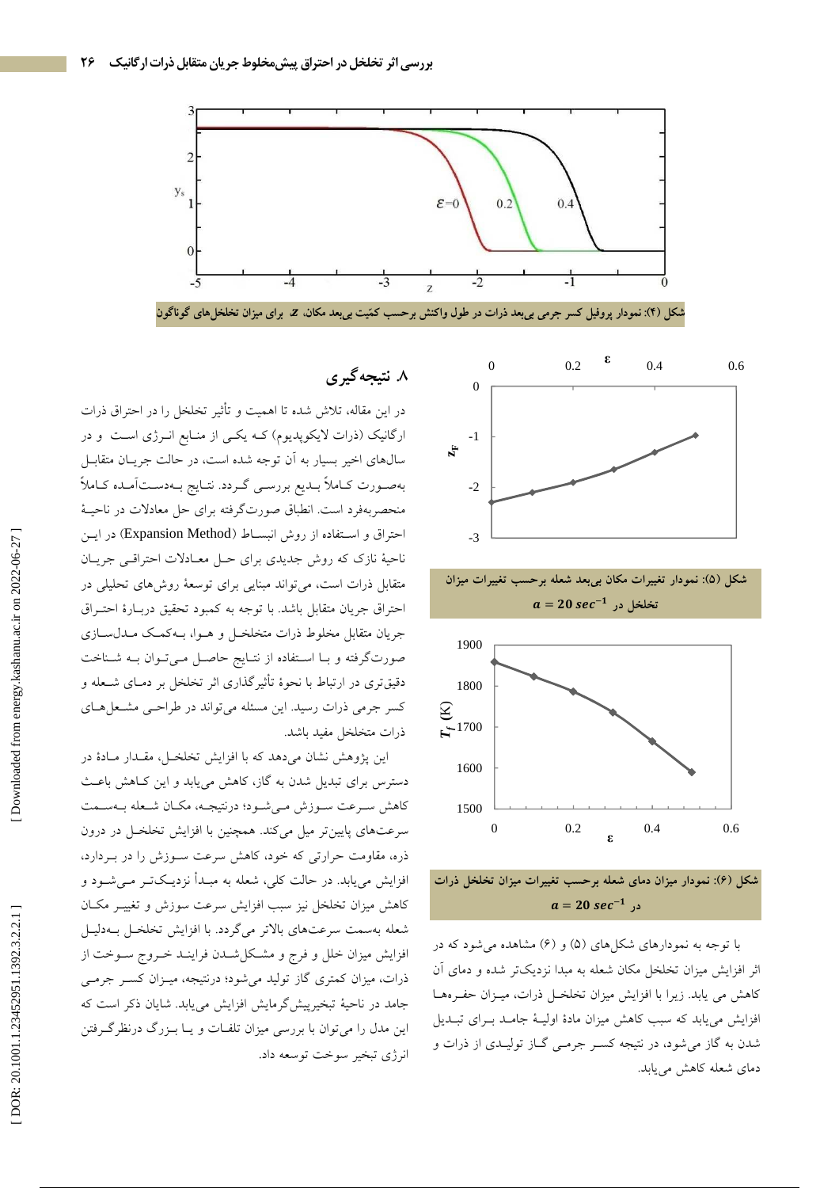شکل (۴): نمودار پروفیل کسر جرمی بی‌بعد ذرات در طول واکنش برحسب کمّیت بی‌بعد مکان، $z$، برای میزان تخلخل‌های گوناگون

شکل (۵): نمودار تغییرات مکان بی‌بعد شعله برحسب تغییرات میزان تخلخل در $a = 20\ sec^{-1}$

شکل (۶): نمودار میزان دمای شعله برحسب تغییرات میزان تخلخل ذرات در $a = 20\ sec^{-1}$

با توجه به نمودارهای شکل‌های (۵) و (۶) مشاهده می‌شود که در اثر افزایش میزان تخلخل مکان شعله به مبدا نزدیک‌تر شده و دمای آن کاهش می یابد. زیرا با افزایش میزان تخلخل ذرات، میزان حفره‌ها افزایش می‌یابد که سبب کاهش میزان مادهٔ اولیهٔ جامد برای تبدیل شدن به گاز می‌شود، در نتیجه کسر جرمی گاز تولیدی از ذرات و دمای شعله کاهش می‌یابد.

## ۸. نتیجه‌گیری

در این مقاله، تلاش شده تا اهمیت و تأثیر تخلخل را در احتراق ذرات ارگانیک (ذرات لایکوپدیوم) که یکی از منابع انرژی است و در سال‌های اخیر بسیار به آن توجه شده است، در حالت جریان متقابل به‌صورت کاملاً بدیع بررسی گردد. نتایج به‌دست‌آمده کاملاً منحصربه‌فرد است. انطباق صورت‌گرفته برای حل معادلات در ناحیهٔ احتراق و استفاده از روش انبساط (Expansion Method) در این ناحیهٔ نازک که روش جدیدی برای حل معادلات احتراقی جریان متقابل ذرات است، می‌تواند مبنایی برای توسعهٔ روش‌های تحلیلی در احتراق جریان متقابل باشد. با توجه به کمبود تحقیق دربارهٔ احتراق جریان متقابل مخلوط ذرات متخلخل و هوا، به‌کمک مدل‌سازی صورت‌گرفته و با استفاده از نتایج حاصل می‌توان به شناخت دقیق‌تری در ارتباط با نحوهٔ تأثیرگذاری اثر تخلخل بر دمای شعله و کسر جرمی ذرات رسید. این مسئله می‌تواند در طراحی مشعل‌های ذرات متخلخل مفید باشد.

این پژوهش نشان می‌دهد که با افزایش تخلخل، مقدار مادهٔ در دسترس برای تبدیل شدن به گاز، کاهش می‌یابد و این کاهش باعث کاهش سرعت سوزش می‌شود؛ درنتیجه، مکان شعله به‌سمت سرعت‌های پایین‌تر میل می‌کند. همچنین با افزایش تخلخل در درون ذره، مقاومت حرارتی که خود، کاهش سرعت سوزش را در بردارد، افزایش می‌یابد. در حالت کلی، شعله به مبدأ نزدیک‌تر می‌شود و کاهش میزان تخلخل نیز سبب افزایش سرعت سوزش و تغییر مکان شعله به‌سمت سرعت‌های بالاتر می‌گردد. با افزایش تخلخل به‌دلیل افزایش میزان خلل و فرج و مشکل‌شدن فرایند خروج سوخت از ذرات، میزان کمتری گاز تولید می‌شود؛ درنتیجه، میزان کسر جرمی جامد در ناحیهٔ تبخیرپیش‌گرمایش افزایش می‌یابد. شایان ذکر است که این مدل را می‌توان با بررسی میزان تلفات و یا بزرگ درنظرگرفتن انرژی تبخیر سوخت توسعه داد.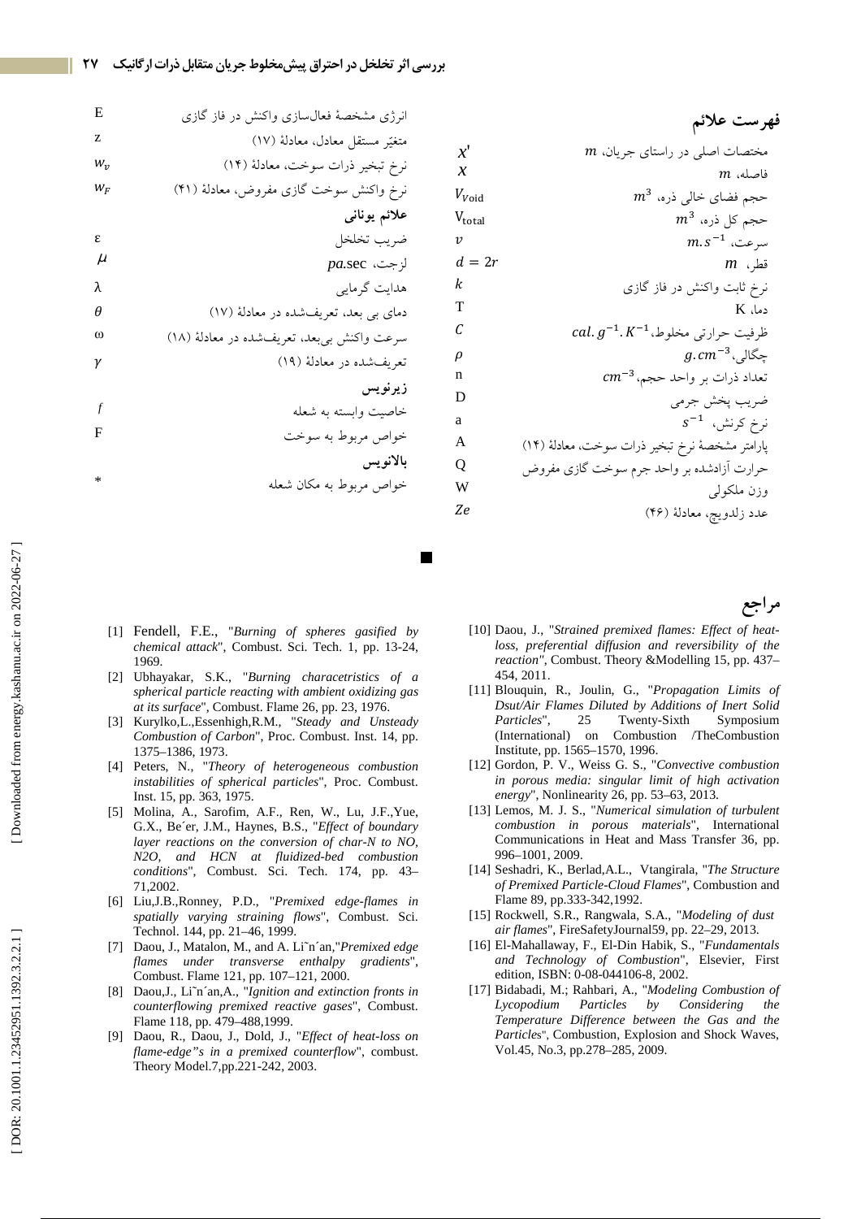## فهرست علائم

| | |
|---|---|
| مختصات اصلی در راستای جریان، $m$ | $x'$ |
| فاصله، $m$ | $x$ |
| حجم فضای خالی ذره، $m^3$ | $V_{Void}$ |
| حجم کل ذره، $m^3$ | $V_{total}$ |
| سرعت، $m.s^{-1}$ | $v$ |
| قطر، $m$ | $d = 2r$ |
| نرخ ثابت واکنش در فاز گازی | $k$ |
| دما، K | T |
| ظرفیت حرارتی مخلوط، $cal.g^{-1}.K^{-1}$ | $C$ |
| چگالی، $g.cm^{-3}$ | $\rho$ |
| تعداد ذرات بر واحد حجم، $cm^{-3}$ | n |
| ضریب پخش جرمی | D |
| نرخ کرنش، $s^{-1}$ | a |
| پارامتر مشخصهٔ نرخ تبخیر ذرات سوخت، معادلهٔ (۱۴) | A |
| حرارت آزادشده بر واحد جرم سوخت گازی مفروض | Q |
| وزن ملکولی | W |
| عدد زلدویچ، معادلهٔ (۴۶) | $Ze$ |
| انرژی مشخصهٔ فعال‌سازی واکنش در فاز گازی | E |
| متغیّر مستقل معادل، معادلهٔ (۱۷) | z |
| نرخ تبخیر ذرات سوخت، معادلهٔ (۱۴) | $w_v$ |
| نرخ واکنش سوخت گازی مفروض، معادلهٔ (۴۱) | $w_F$ |

**علائم یونانی**

| | |
|---|---|
| ضریب تخلخل | ε |
| لزجت، $pa.sec$ | $\mu$ |
| هدایت گرمایی | λ |
| دمای بی بعد، تعریف‌شده در معادلهٔ (۱۷) | $\theta$ |
| سرعت واکنش بی‌بعد، تعریف‌شده در معادلهٔ (۱۸) | ω |
| تعریف‌شده در معادلهٔ (۱۹) | $\gamma$ |

**زیرنویس**

| | |
|---|---|
| خاصیت وابسته به شعله | $f$ |
| خواص مربوط به سوخت | F |

**بالانویس**

| | |
|---|---|
| خواص مربوط به مکان شعله | * |

## مراجع

[1] Fendell, F.E., "*Burning of spheres gasified by chemical attack*", Combust. Sci. Tech. 1, pp. 13-24, 1969.

[2] Ubhayakar, S.K., "*Burning characteristics of a spherical particle reacting with ambient oxidizing gas at its surface*", Combust. Flame 26, pp. 23, 1976.

[3] Kurylko,L.,Essenhigh,R.M., "*Steady and Unsteady Combustion of Carbon*", Proc. Combust. Inst. 14, pp. 1375–1386, 1973.

[4] Peters, N., "*Theory of heterogeneous combustion instabilities of spherical particles*", Proc. Combust. Inst. 15, pp. 363, 1975.

[5] Molina, A., Sarofim, A.F., Ren, W., Lu, J.F.,Yue, G.X., Be´er, J.M., Haynes, B.S., "*Effect of boundary layer reactions on the conversion of char-N to NO, N2O, and HCN at fluidized-bed combustion conditions*", Combust. Sci. Tech. 174, pp. 43–71,2002.

[6] Liu,J.B.,Ronney, P.D., "*Premixed edge-flames in spatially varying straining flows*", Combust. Sci. Technol. 144, pp. 21–46, 1999.

[7] Daou, J., Matalon, M., and A. Li˜n´an,"*Premixed edge flames under transverse enthalpy gradients*", Combust. Flame 121, pp. 107–121, 2000.

[8] Daou,J., Li˜n´an,A., "*Ignition and extinction fronts in counterflowing premixed reactive gases*", Combust. Flame 118, pp. 479–488,1999.

[9] Daou, R., Daou, J., Dold, J., "*Effect of heat-loss on flame-edge"s in a premixed counterflow*", combust. Theory Model.7,pp.221-242, 2003.

[10] Daou, J., "*Strained premixed flames: Effect of heat-loss, preferential diffusion and reversibility of the reaction"*, Combust. Theory &Modelling 15, pp. 437–454, 2011.

[11] Blouquin, R., Joulin, G., "*Propagation Limits of Dsut/Air Flames Diluted by Additions of Inert Solid Particles*", 25 Twenty-Sixth Symposium (International) on Combustion /TheCombustion Institute, pp. 1565–1570, 1996.

[12] Gordon, P. V., Weiss G. S., "*Convective combustion in porous media: singular limit of high activation energy*", Nonlinearity 26, pp. 53–63, 2013.

[13] Lemos, M. J. S., "*Numerical simulation of turbulent combustion in porous materials*", International Communications in Heat and Mass Transfer 36, pp. 996–1001, 2009.

[14] Seshadri, K., Berlad,A.L., Vtangirala, "*The Structure of Premixed Particle-Cloud Flames*", Combustion and Flame 89, pp.333-342,1992.

[15] Rockwell, S.R., Rangwala, S.A., "*Modeling of dust air flames*", FireSafetyJournal59, pp. 22–29, 2013.

[16] El-Mahallaway, F., El-Din Habik, S., "*Fundamentals and Technology of Combustion*", Elsevier, First edition, ISBN: 0-08-044106-8, 2002.

[17] Bidabadi, M.; Rahbari, A., "*Modeling Combustion of Lycopodium Particles by Considering the Temperature Difference between the Gas and the Particles*", Combustion, Explosion and Shock Waves, Vol.45, No.3, pp.278–285, 2009.